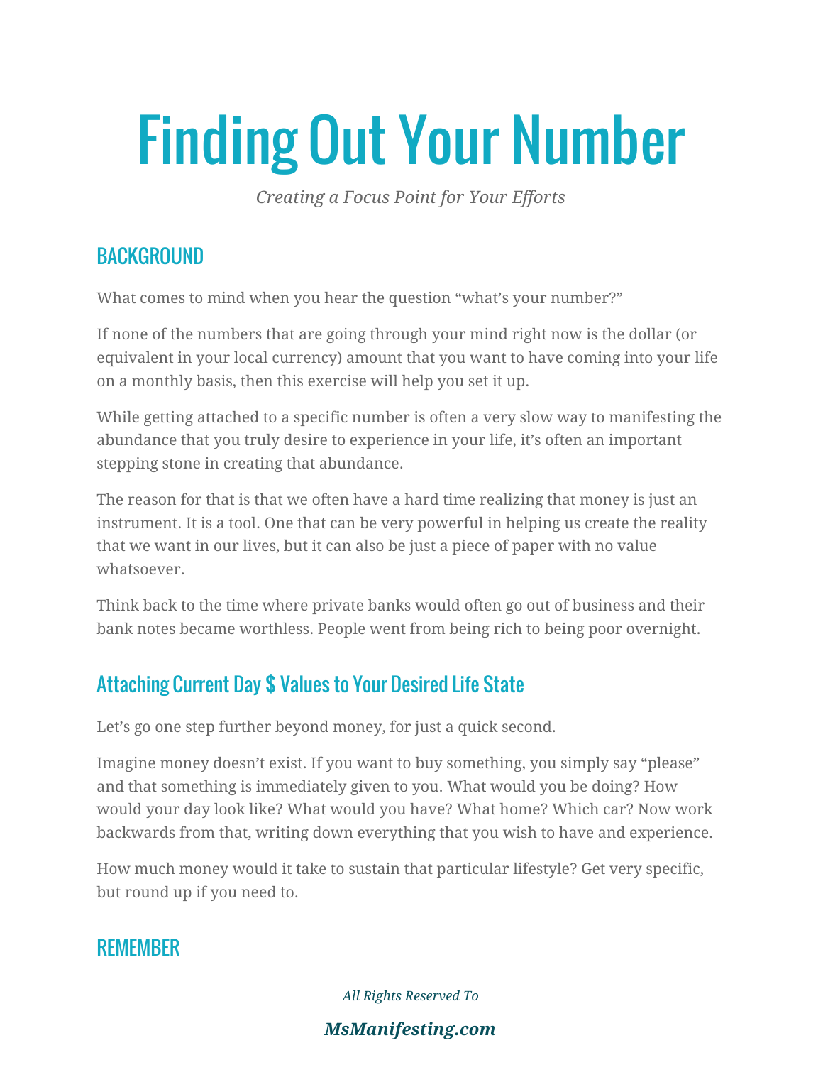# Finding Out Your Number

*Creating a Focus Point for Your Efforts*

## BACKGROUND

What comes to mind when you hear the question "what's your number?"

If none of the numbers that are going through your mind right now is the dollar (or equivalent in your local currency) amount that you want to have coming into your life on a monthly basis, then this exercise will help you set it up.

While getting attached to a specific number is often a very slow way to manifesting the abundance that you truly desire to experience in your life, it's often an important stepping stone in creating that abundance.

The reason for that is that we often have a hard time realizing that money is just an instrument. It is a tool. One that can be very powerful in helping us create the reality that we want in our lives, but it can also be just a piece of paper with no value whatsoever.

Think back to the time where private banks would often go out of business and their bank notes became worthless. People went from being rich to being poor overnight.

## Attaching Current Day $ Values to Your Desired Life State

Let's go one step further beyond money, for just a quick second.

Imagine money doesn't exist. If you want to buy something, you simply say "please" and that something is immediately given to you. What would you be doing? How would your day look like? What would you have? What home? Which car? Now work backwards from that, writing down everything that you wish to have and experience.

How much money would it take to sustain that particular lifestyle? Get very specific, but round up if you need to.

## REMEMBER

*All Rights Reserved To*

***MsManifesting.com***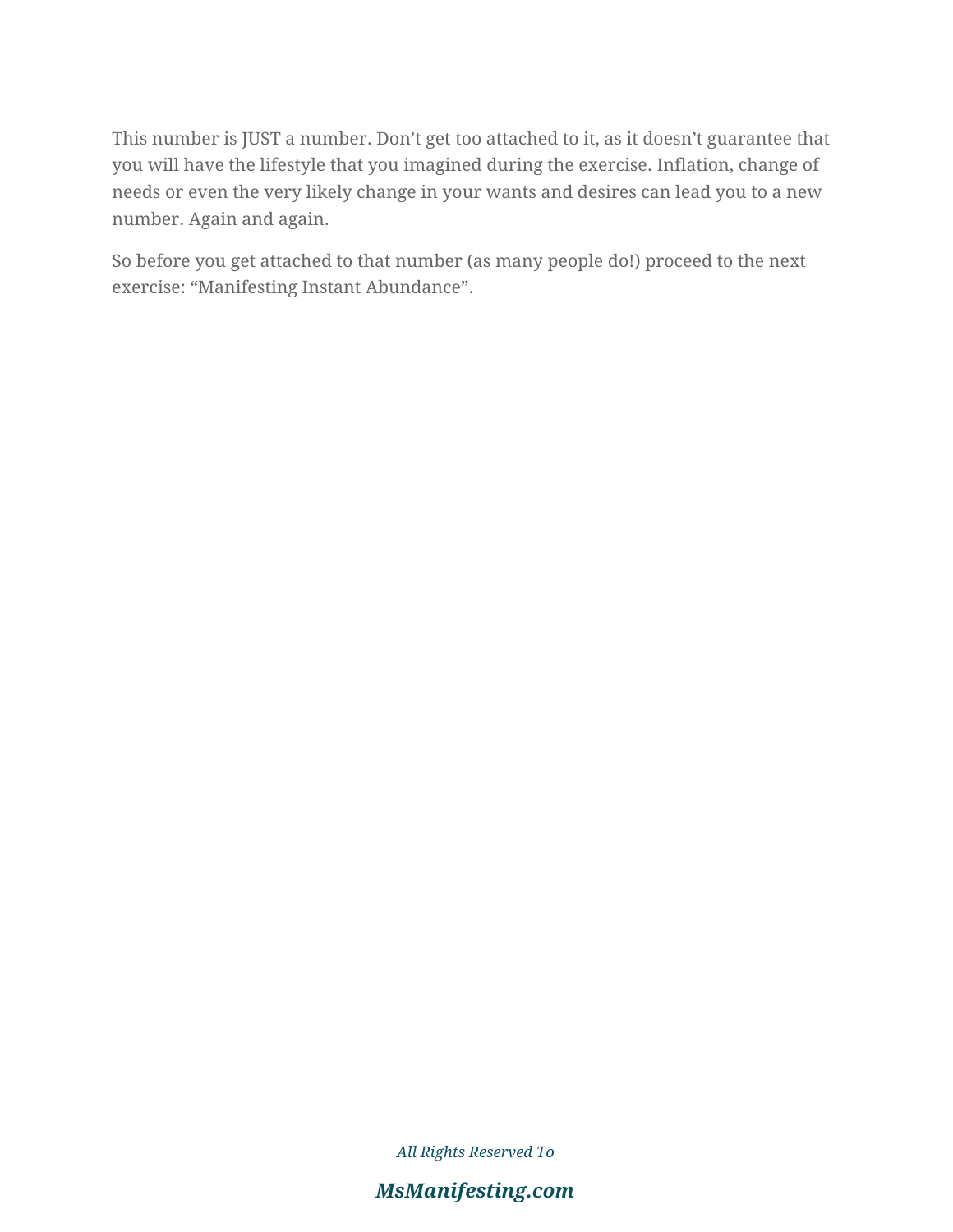This number is JUST a number. Don't get too attached to it, as it doesn't guarantee that you will have the lifestyle that you imagined during the exercise. Inflation, change of needs or even the very likely change in your wants and desires can lead you to a new number. Again and again.

So before you get attached to that number (as many people do!) proceed to the next exercise: "Manifesting Instant Abundance".